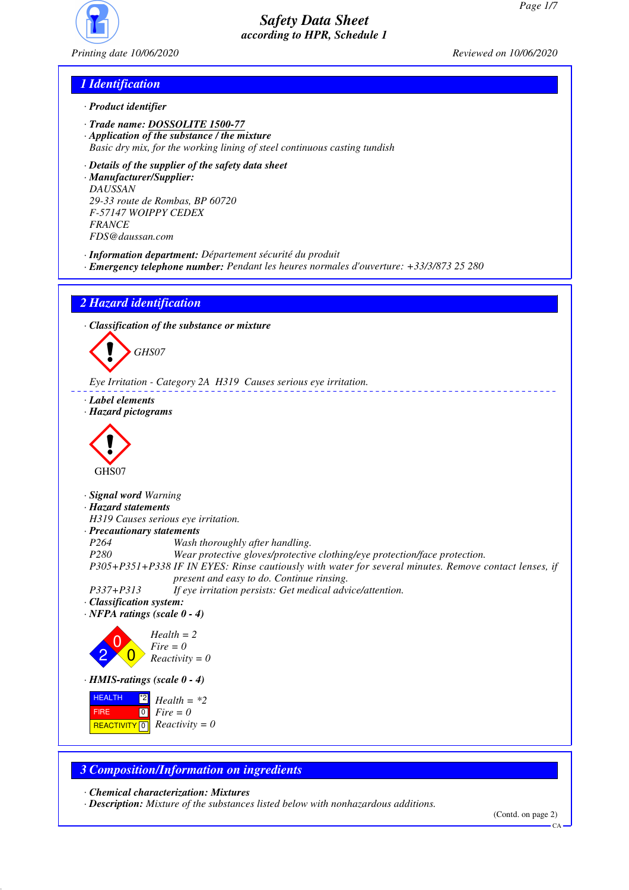# Safety Data Sheet
according to HPR, Schedule 1

Printing date 10/06/2020 Reviewed on 10/06/2020

## 1 Identification

· **Product identifier**

· **Trade name: DOSSOLITE 1500-77**
· **Application of the substance / the mixture**
Basic dry mix, for the working lining of steel continuous casting tundish

· **Details of the supplier of the safety data sheet**
· **Manufacturer/Supplier:**
DAUSSAN
29-33 route de Rombas, BP 60720
F-57147 WOIPPY CEDEX
FRANCE
FDS@daussan.com

· **Information department:** Département sécurité du produit
· **Emergency telephone number:** Pendant les heures normales d'ouverture: +33/3/873 25 280

## 2 Hazard identification

· **Classification of the substance or mixture**

GHS07

Eye Irritation - Category 2A H319 Causes serious eye irritation.

· **Label elements**
· **Hazard pictograms**

GHS07

· **Signal word** Warning
· **Hazard statements**
H319 Causes serious eye irritation.
· **Precautionary statements**

| | |
|---|---|
| P264 | Wash thoroughly after handling. |
| P280 | Wear protective gloves/protective clothing/eye protection/face protection. |
| P305+P351+P338 | IF IN EYES: Rinse cautiously with water for several minutes. Remove contact lenses, if present and easy to do. Continue rinsing. |
| P337+P313 | If eye irritation persists: Get medical advice/attention. |

· **Classification system:**
· **NFPA ratings (scale 0 - 4)**

Health = 2
Fire = 0
Reactivity = 0

· **HMIS-ratings (scale 0 - 4)**

| | |
|---|---|
| HEALTH | *2 |
| FIRE | 0 |
| REACTIVITY | 0 |

Health = *2
Fire = 0
Reactivity = 0

## 3 Composition/Information on ingredients

· **Chemical characterization: Mixtures**
· **Description:** Mixture of the substances listed below with nonhazardous additions.

(Contd. on page 2)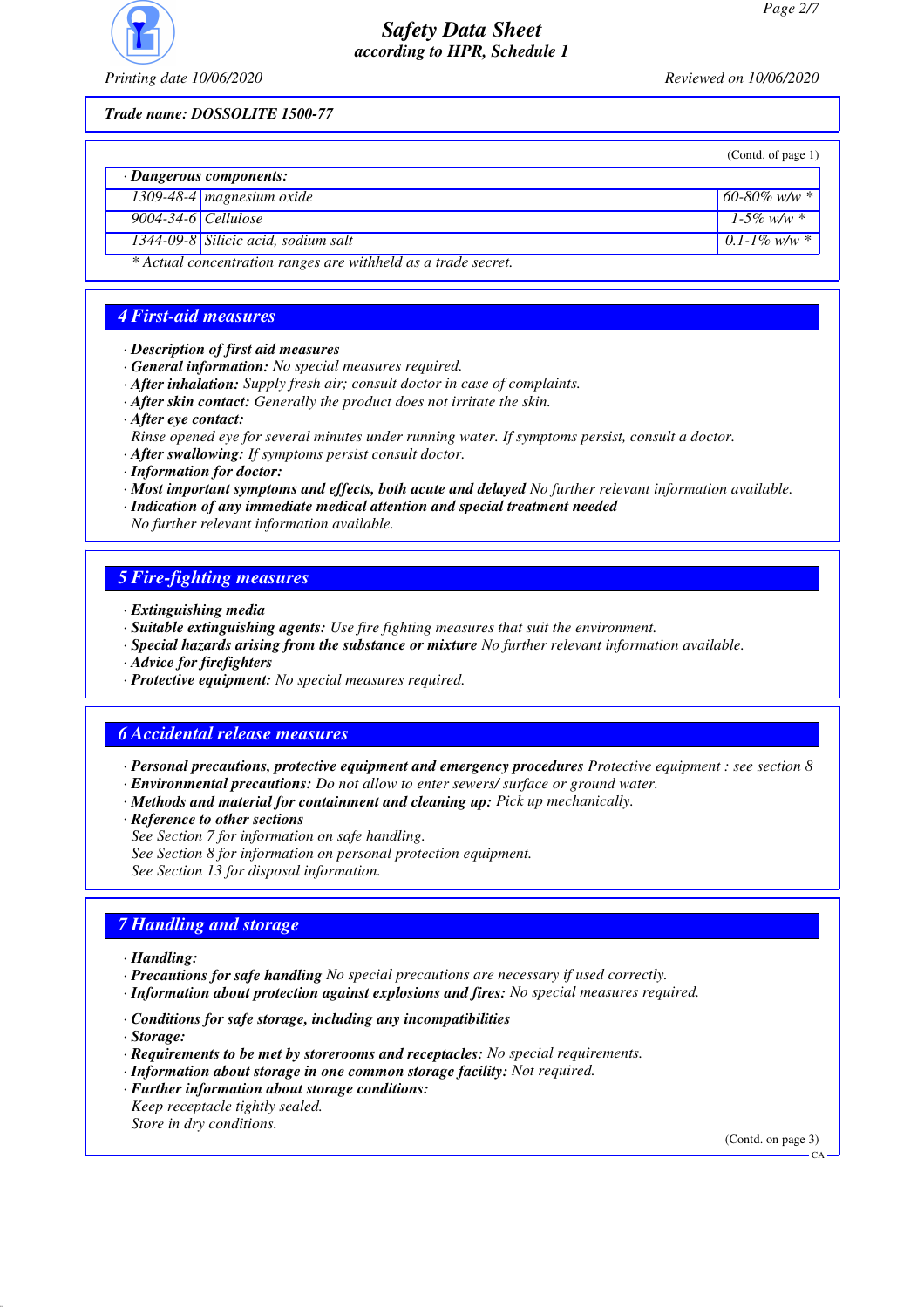Trade name: DOSSOLITE 1500-77

(Contd. of page 1)

· **Dangerous components:**

| | | |
|---|---|---|
| 1309-48-4 | magnesium oxide | 60-80% w/w * |
| 9004-34-6 | Cellulose | 1-5% w/w * |
| 1344-09-8 | Silicic acid, sodium salt | 0.1-1% w/w * |

* Actual concentration ranges are withheld as a trade secret.

## 4 First-aid measures

· **Description of first aid measures**
· **General information:** No special measures required.
· **After inhalation:** Supply fresh air; consult doctor in case of complaints.
· **After skin contact:** Generally the product does not irritate the skin.
· **After eye contact:**
Rinse opened eye for several minutes under running water. If symptoms persist, consult a doctor.
· **After swallowing:** If symptoms persist consult doctor.
· **Information for doctor:**
· **Most important symptoms and effects, both acute and delayed** No further relevant information available.
· **Indication of any immediate medical attention and special treatment needed**
No further relevant information available.

## 5 Fire-fighting measures

· **Extinguishing media**
· **Suitable extinguishing agents:** Use fire fighting measures that suit the environment.
· **Special hazards arising from the substance or mixture** No further relevant information available.
· **Advice for firefighters**
· **Protective equipment:** No special measures required.

## 6 Accidental release measures

· **Personal precautions, protective equipment and emergency procedures** Protective equipment : see section 8
· **Environmental precautions:** Do not allow to enter sewers/ surface or ground water.
· **Methods and material for containment and cleaning up:** Pick up mechanically.
· **Reference to other sections**
See Section 7 for information on safe handling.
See Section 8 for information on personal protection equipment.
See Section 13 for disposal information.

## 7 Handling and storage

· **Handling:**
· **Precautions for safe handling** No special precautions are necessary if used correctly.
· **Information about protection against explosions and fires:** No special measures required.

· **Conditions for safe storage, including any incompatibilities**
· **Storage:**
· **Requirements to be met by storerooms and receptacles:** No special requirements.
· **Information about storage in one common storage facility:** Not required.
· **Further information about storage conditions:**
Keep receptacle tightly sealed.
Store in dry conditions.

(Contd. on page 3)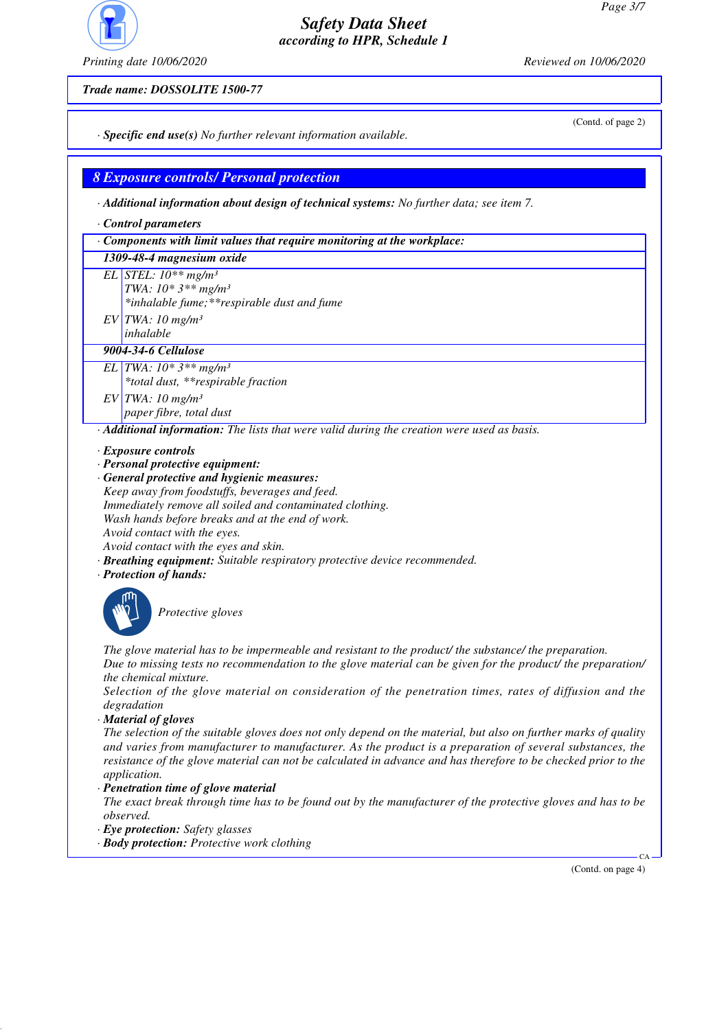**Trade name: DOSSOLITE 1500-77**

(Contd. of page 2)

· **Specific end use(s)** No further relevant information available.

## 8 Exposure controls/ Personal protection

· **Additional information about design of technical systems:** No further data; see item 7.

· **Control parameters**

| · Components with limit values that require monitoring at the workplace: | |
|---|---|
| **1309-48-4 magnesium oxide** | |
| EL | STEL: 10** mg/m³<br>TWA: 10* 3** mg/m³<br>*inhalable fume;**respirable dust and fume |
| EV | TWA: 10 mg/m³<br>inhalable |
| **9004-34-6 Cellulose** | |
| EL | TWA: 10* 3** mg/m³<br>*total dust, **respirable fraction |
| EV | TWA: 10 mg/m³<br>paper fibre, total dust |

· **Additional information:** The lists that were valid during the creation were used as basis.

· **Exposure controls**
· **Personal protective equipment:**
· **General protective and hygienic measures:**
Keep away from foodstuffs, beverages and feed.
Immediately remove all soiled and contaminated clothing.
Wash hands before breaks and at the end of work.
Avoid contact with the eyes.
Avoid contact with the eyes and skin.
· **Breathing equipment:** Suitable respiratory protective device recommended.
· **Protection of hands:**

Protective gloves

The glove material has to be impermeable and resistant to the product/ the substance/ the preparation.
Due to missing tests no recommendation to the glove material can be given for the product/ the preparation/ the chemical mixture.
Selection of the glove material on consideration of the penetration times, rates of diffusion and the degradation
· **Material of gloves**
The selection of the suitable gloves does not only depend on the material, but also on further marks of quality and varies from manufacturer to manufacturer. As the product is a preparation of several substances, the resistance of the glove material can not be calculated in advance and has therefore to be checked prior to the application.
· **Penetration time of glove material**
The exact break through time has to be found out by the manufacturer of the protective gloves and has to be observed.
· **Eye protection:** Safety glasses
· **Body protection:** Protective work clothing

(Contd. on page 4)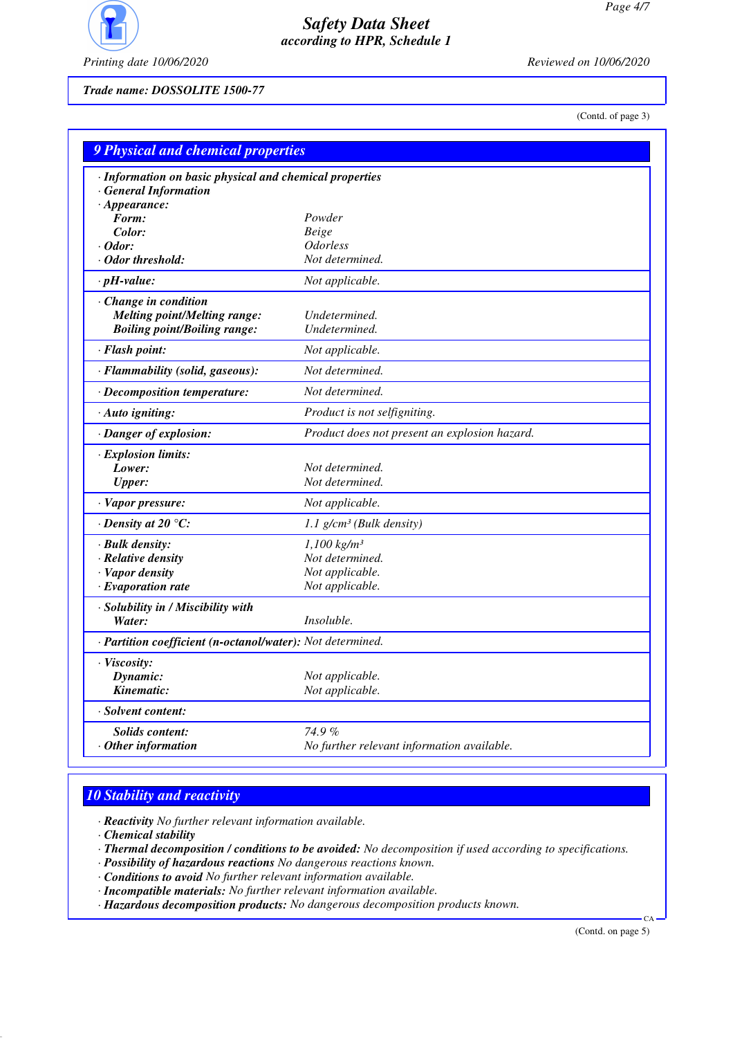*Safety Data Sheet*
*according to HPR, Schedule 1*

Printing date 10/06/2020 Reviewed on 10/06/2020

**Trade name: DOSSOLITE 1500-77**

(Contd. of page 3)

## 9 Physical and chemical properties

| | |
|---|---|
| · **Information on basic physical and chemical properties** | |
| · **General Information** | |
| · **Appearance:** | |
| **Form:** | Powder |
| **Color:** | Beige |
| · **Odor:** | Odorless |
| · **Odor threshold:** | Not determined. |
| · **pH-value:** | Not applicable. |
| · **Change in condition** | |
| **Melting point/Melting range:** | Undetermined. |
| **Boiling point/Boiling range:** | Undetermined. |
| · **Flash point:** | Not applicable. |
| · **Flammability (solid, gaseous):** | Not determined. |
| · **Decomposition temperature:** | Not determined. |
| · **Auto igniting:** | Product is not selfigniting. |
| · **Danger of explosion:** | Product does not present an explosion hazard. |
| · **Explosion limits:** | |
| **Lower:** | Not determined. |
| **Upper:** | Not determined. |
| · **Vapor pressure:** | Not applicable. |
| · **Density at 20 °C:** | 1.1 g/cm³ (Bulk density) |
| · **Bulk density:** | 1,100 kg/m³ |
| · **Relative density** | Not determined. |
| · **Vapor density** | Not applicable. |
| · **Evaporation rate** | Not applicable. |
| · **Solubility in / Miscibility with** | |
| **Water:** | Insoluble. |
| · **Partition coefficient (n-octanol/water):** | Not determined. |
| · **Viscosity:** | |
| **Dynamic:** | Not applicable. |
| **Kinematic:** | Not applicable. |
| · **Solvent content:** | |
| **Solids content:** | 74.9 % |
| · **Other information** | No further relevant information available. |

## 10 Stability and reactivity

· **Reactivity** No further relevant information available.
· **Chemical stability**
· **Thermal decomposition / conditions to be avoided:** No decomposition if used according to specifications.
· **Possibility of hazardous reactions** No dangerous reactions known.
· **Conditions to avoid** No further relevant information available.
· **Incompatible materials:** No further relevant information available.
· **Hazardous decomposition products:** No dangerous decomposition products known.

(Contd. on page 5)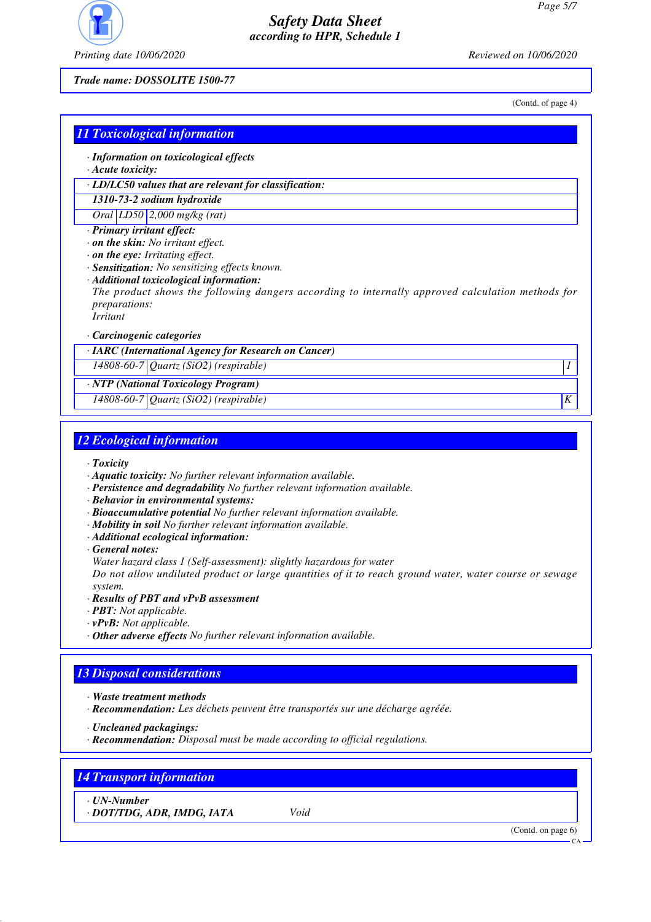Trade name: DOSSOLITE 1500-77

(Contd. of page 4)

## 11 Toxicological information

· **Information on toxicological effects**
· **Acute toxicity:**

| · LD/LC50 values that are relevant for classification: | | |
|---|---|---|
| **1310-73-2 sodium hydroxide** | | |
| Oral | LD50 | 2,000 mg/kg (rat) |

· **Primary irritant effect:**
· **on the skin:** No irritant effect.
· **on the eye:** Irritating effect.
· **Sensitization:** No sensitizing effects known.
· **Additional toxicological information:**
The product shows the following dangers according to internally approved calculation methods for preparations:
Irritant

· **Carcinogenic categories**

| · IARC (International Agency for Research on Cancer) | | |
|---|---|---|
| 14808-60-7 | Quartz ($SiO_2$) (respirable) | 1 |

| · NTP (National Toxicology Program) | | |
|---|---|---|
| 14808-60-7 | Quartz ($SiO_2$) (respirable) | K |

## 12 Ecological information

· **Toxicity**
· **Aquatic toxicity:** No further relevant information available.
· **Persistence and degradability** No further relevant information available.
· **Behavior in environmental systems:**
· **Bioaccumulative potential** No further relevant information available.
· **Mobility in soil** No further relevant information available.
· **Additional ecological information:**
· **General notes:**
Water hazard class 1 (Self-assessment): slightly hazardous for water
Do not allow undiluted product or large quantities of it to reach ground water, water course or sewage system.
· **Results of PBT and vPvB assessment**
· **PBT:** Not applicable.
· **vPvB:** Not applicable.
· **Other adverse effects** No further relevant information available.

## 13 Disposal considerations

· **Waste treatment methods**
· **Recommendation:** Les déchets peuvent être transportés sur une décharge agréée.

· **Uncleaned packagings:**
· **Recommendation:** Disposal must be made according to official regulations.

## 14 Transport information

· **UN-Number**
· **DOT/TDG, ADR, IMDG, IATA** Void

(Contd. on page 6)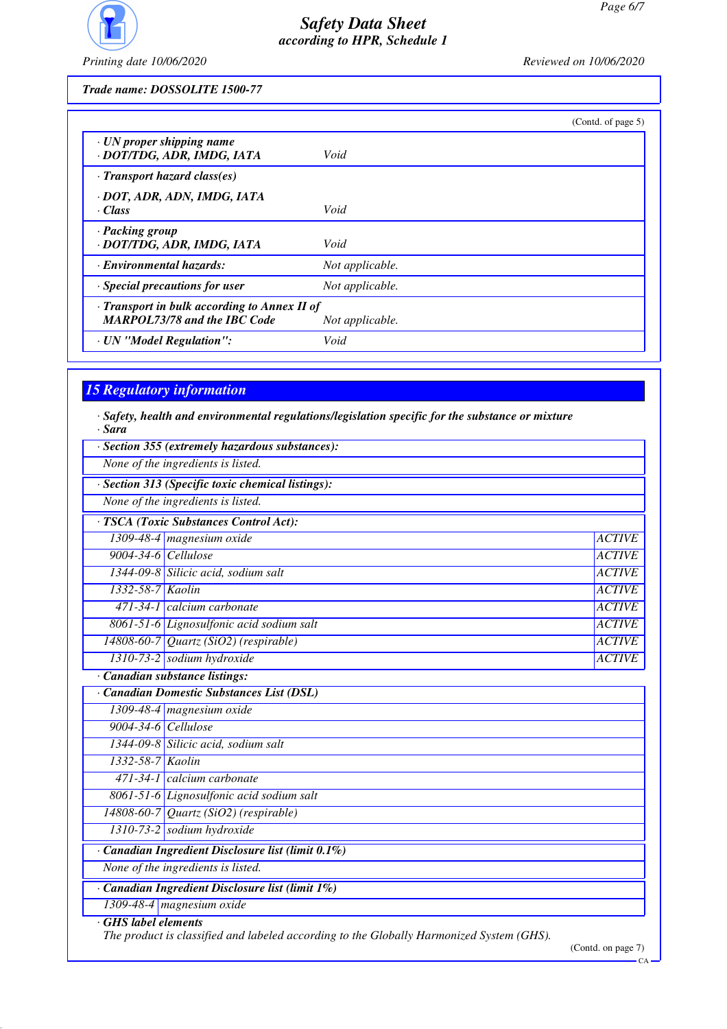**Trade name: DOSSOLITE 1500-77**

(Contd. of page 5)

| | |
|---|---|
| · **UN proper shipping name** · **DOT/TDG, ADR, IMDG, IATA** | Void |
| · **Transport hazard class(es)** · **DOT, ADR, ADN, IMDG, IATA** · **Class** | Void |
| · **Packing group** · **DOT/TDG, ADR, IMDG, IATA** | Void |
| · **Environmental hazards:** | Not applicable. |
| · **Special precautions for user** | Not applicable. |
| · **Transport in bulk according to Annex II of MARPOL73/78 and the IBC Code** | Not applicable. |
| · **UN "Model Regulation":** | Void |

## 15 Regulatory information

· **Safety, health and environmental regulations/legislation specific for the substance or mixture**
· **Sara**

· **Section 355 (extremely hazardous substances):**

None of the ingredients is listed.

· **Section 313 (Specific toxic chemical listings):**

None of the ingredients is listed.

· **TSCA (Toxic Substances Control Act):**

| | | |
|---|---|---|
| 1309-48-4 | magnesium oxide | ACTIVE |
| 9004-34-6 | Cellulose | ACTIVE |
| 1344-09-8 | Silicic acid, sodium salt | ACTIVE |
| 1332-58-7 | Kaolin | ACTIVE |
| 471-34-1 | calcium carbonate | ACTIVE |
| 8061-51-6 | Lignosulfonic acid sodium salt | ACTIVE |
| 14808-60-7 | Quartz ($SiO_2$) (respirable) | ACTIVE |
| 1310-73-2 | sodium hydroxide | ACTIVE |

· **Canadian substance listings:**

· **Canadian Domestic Substances List (DSL)**

| | |
|---|---|
| 1309-48-4 | magnesium oxide |
| 9004-34-6 | Cellulose |
| 1344-09-8 | Silicic acid, sodium salt |
| 1332-58-7 | Kaolin |
| 471-34-1 | calcium carbonate |
| 8061-51-6 | Lignosulfonic acid sodium salt |
| 14808-60-7 | Quartz ($SiO_2$) (respirable) |
| 1310-73-2 | sodium hydroxide |

· **Canadian Ingredient Disclosure list (limit 0.1%)**

None of the ingredients is listed.

· **Canadian Ingredient Disclosure list (limit 1%)**

| | |
|---|---|
| 1309-48-4 | magnesium oxide |

· **GHS label elements**

The product is classified and labeled according to the Globally Harmonized System (GHS).

(Contd. on page 7)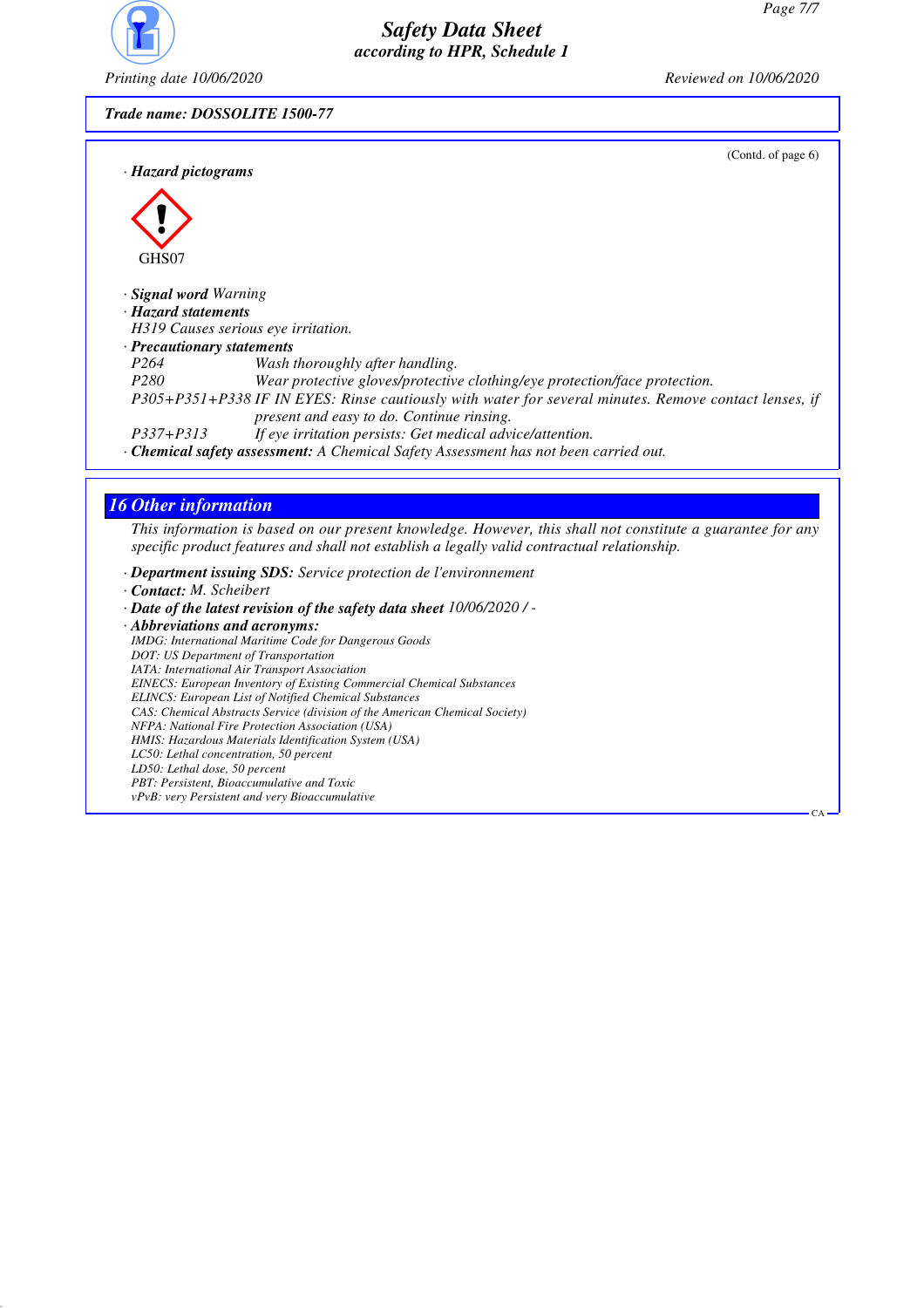Trade name: DOSSOLITE 1500-77

(Contd. of page 6)

· **Hazard pictograms**

GHS07

· **Signal word** Warning
· **Hazard statements**
H319 Causes serious eye irritation.
· **Precautionary statements**
P264 Wash thoroughly after handling.
P280 Wear protective gloves/protective clothing/eye protection/face protection.
P305+P351+P338 IF IN EYES: Rinse cautiously with water for several minutes. Remove contact lenses, if present and easy to do. Continue rinsing.
P337+P313 If eye irritation persists: Get medical advice/attention.
· **Chemical safety assessment:** A Chemical Safety Assessment has not been carried out.

## 16 Other information

This information is based on our present knowledge. However, this shall not constitute a guarantee for any specific product features and shall not establish a legally valid contractual relationship.

· **Department issuing SDS:** Service protection de l'environnement
· **Contact:** M. Scheibert
· **Date of the latest revision of the safety data sheet** 10/06/2020 / -
· **Abbreviations and acronyms:**
IMDG: International Maritime Code for Dangerous Goods
DOT: US Department of Transportation
IATA: International Air Transport Association
EINECS: European Inventory of Existing Commercial Chemical Substances
ELINCS: European List of Notified Chemical Substances
CAS: Chemical Abstracts Service (division of the American Chemical Society)
NFPA: National Fire Protection Association (USA)
HMIS: Hazardous Materials Identification System (USA)
LC50: Lethal concentration, 50 percent
LD50: Lethal dose, 50 percent
PBT: Persistent, Bioaccumulative and Toxic
vPvB: very Persistent and very Bioaccumulative